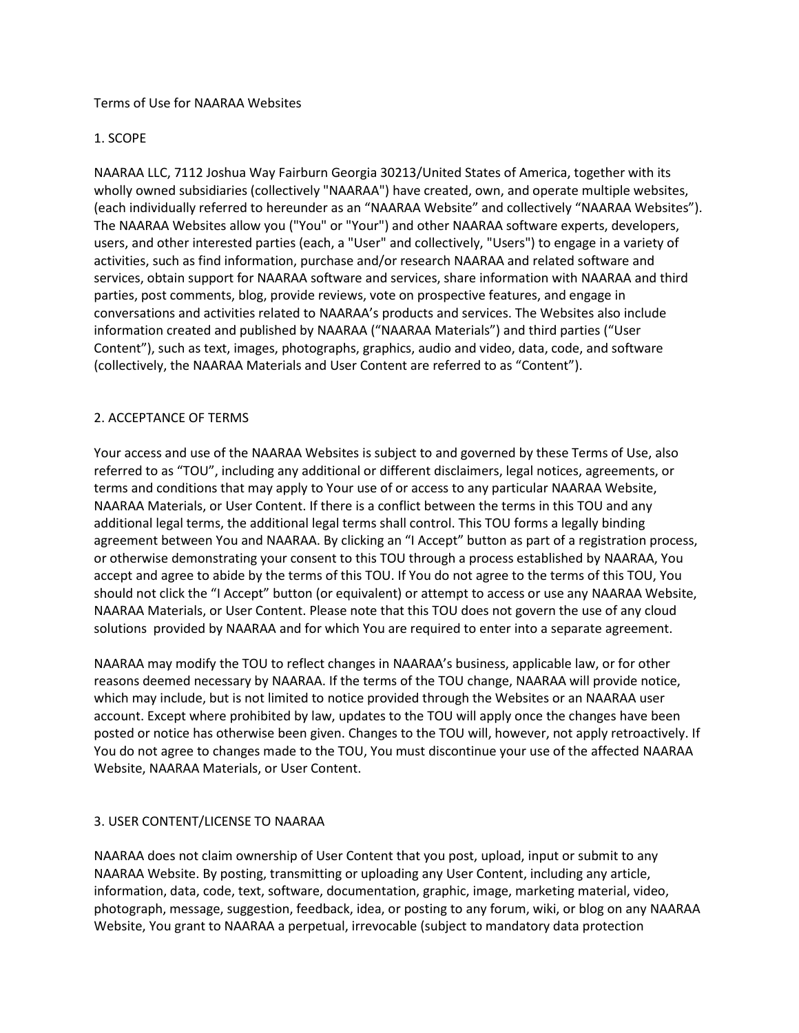# Terms of Use for NAARAA Websites

## 1. SCOPE

NAARAA LLC, 7112 Joshua Way Fairburn Georgia 30213/United States of America, together with its wholly owned subsidiaries (collectively "NAARAA") have created, own, and operate multiple websites, (each individually referred to hereunder as an "NAARAA Website" and collectively "NAARAA Websites"). The NAARAA Websites allow you ("You" or "Your") and other NAARAA software experts, developers, users, and other interested parties (each, a "User" and collectively, "Users") to engage in a variety of activities, such as find information, purchase and/or research NAARAA and related software and services, obtain support for NAARAA software and services, share information with NAARAA and third parties, post comments, blog, provide reviews, vote on prospective features, and engage in conversations and activities related to NAARAA's products and services. The Websites also include information created and published by NAARAA ("NAARAA Materials") and third parties ("User Content"), such as text, images, photographs, graphics, audio and video, data, code, and software (collectively, the NAARAA Materials and User Content are referred to as "Content").

## 2. ACCEPTANCE OF TERMS

Your access and use of the NAARAA Websites is subject to and governed by these Terms of Use, also referred to as "TOU", including any additional or different disclaimers, legal notices, agreements, or terms and conditions that may apply to Your use of or access to any particular NAARAA Website, NAARAA Materials, or User Content. If there is a conflict between the terms in this TOU and any additional legal terms, the additional legal terms shall control. This TOU forms a legally binding agreement between You and NAARAA. By clicking an "I Accept" button as part of a registration process, or otherwise demonstrating your consent to this TOU through a process established by NAARAA, You accept and agree to abide by the terms of this TOU. If You do not agree to the terms of this TOU, You should not click the "I Accept" button (or equivalent) or attempt to access or use any NAARAA Website, NAARAA Materials, or User Content. Please note that this TOU does not govern the use of any cloud solutions provided by NAARAA and for which You are required to enter into a separate agreement.

NAARAA may modify the TOU to reflect changes in NAARAA's business, applicable law, or for other reasons deemed necessary by NAARAA. If the terms of the TOU change, NAARAA will provide notice, which may include, but is not limited to notice provided through the Websites or an NAARAA user account. Except where prohibited by law, updates to the TOU will apply once the changes have been posted or notice has otherwise been given. Changes to the TOU will, however, not apply retroactively. If You do not agree to changes made to the TOU, You must discontinue your use of the affected NAARAA Website, NAARAA Materials, or User Content.

## 3. USER CONTENT/LICENSE TO NAARAA

NAARAA does not claim ownership of User Content that you post, upload, input or submit to any NAARAA Website. By posting, transmitting or uploading any User Content, including any article, information, data, code, text, software, documentation, graphic, image, marketing material, video, photograph, message, suggestion, feedback, idea, or posting to any forum, wiki, or blog on any NAARAA Website, You grant to NAARAA a perpetual, irrevocable (subject to mandatory data protection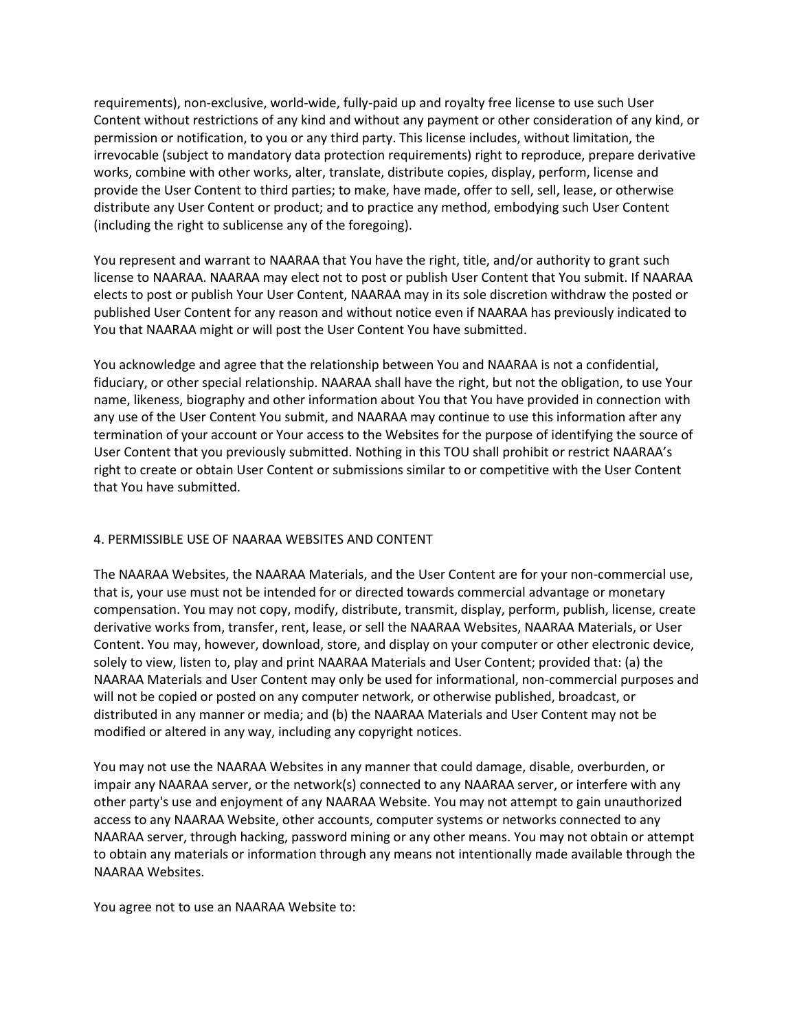requirements), non-exclusive, world-wide, fully-paid up and royalty free license to use such User Content without restrictions of any kind and without any payment or other consideration of any kind, or permission or notification, to you or any third party. This license includes, without limitation, the irrevocable (subject to mandatory data protection requirements) right to reproduce, prepare derivative works, combine with other works, alter, translate, distribute copies, display, perform, license and provide the User Content to third parties; to make, have made, offer to sell, sell, lease, or otherwise distribute any User Content or product; and to practice any method, embodying such User Content (including the right to sublicense any of the foregoing).

You represent and warrant to NAARAA that You have the right, title, and/or authority to grant such license to NAARAA. NAARAA may elect not to post or publish User Content that You submit. If NAARAA elects to post or publish Your User Content, NAARAA may in its sole discretion withdraw the posted or published User Content for any reason and without notice even if NAARAA has previously indicated to You that NAARAA might or will post the User Content You have submitted.

You acknowledge and agree that the relationship between You and NAARAA is not a confidential, fiduciary, or other special relationship. NAARAA shall have the right, but not the obligation, to use Your name, likeness, biography and other information about You that You have provided in connection with any use of the User Content You submit, and NAARAA may continue to use this information after any termination of your account or Your access to the Websites for the purpose of identifying the source of User Content that you previously submitted. Nothing in this TOU shall prohibit or restrict NAARAA's right to create or obtain User Content or submissions similar to or competitive with the User Content that You have submitted.

## 4. PERMISSIBLE USE OF NAARAA WEBSITES AND CONTENT

The NAARAA Websites, the NAARAA Materials, and the User Content are for your non-commercial use, that is, your use must not be intended for or directed towards commercial advantage or monetary compensation. You may not copy, modify, distribute, transmit, display, perform, publish, license, create derivative works from, transfer, rent, lease, or sell the NAARAA Websites, NAARAA Materials, or User Content. You may, however, download, store, and display on your computer or other electronic device, solely to view, listen to, play and print NAARAA Materials and User Content; provided that: (a) the NAARAA Materials and User Content may only be used for informational, non-commercial purposes and will not be copied or posted on any computer network, or otherwise published, broadcast, or distributed in any manner or media; and (b) the NAARAA Materials and User Content may not be modified or altered in any way, including any copyright notices.

You may not use the NAARAA Websites in any manner that could damage, disable, overburden, or impair any NAARAA server, or the network(s) connected to any NAARAA server, or interfere with any other party's use and enjoyment of any NAARAA Website. You may not attempt to gain unauthorized access to any NAARAA Website, other accounts, computer systems or networks connected to any NAARAA server, through hacking, password mining or any other means. You may not obtain or attempt to obtain any materials or information through any means not intentionally made available through the NAARAA Websites.

You agree not to use an NAARAA Website to: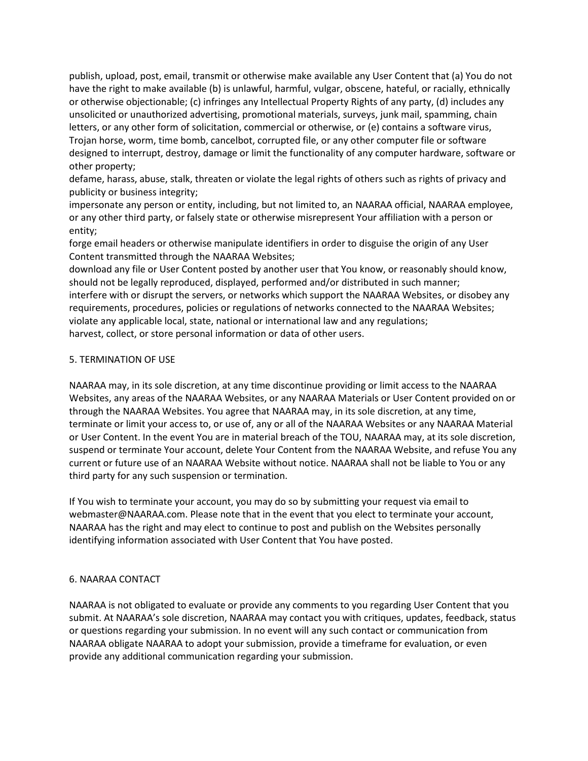publish, upload, post, email, transmit or otherwise make available any User Content that (a) You do not have the right to make available (b) is unlawful, harmful, vulgar, obscene, hateful, or racially, ethnically or otherwise objectionable; (c) infringes any Intellectual Property Rights of any party, (d) includes any unsolicited or unauthorized advertising, promotional materials, surveys, junk mail, spamming, chain letters, or any other form of solicitation, commercial or otherwise, or (e) contains a software virus, Trojan horse, worm, time bomb, cancelbot, corrupted file, or any other computer file or software designed to interrupt, destroy, damage or limit the functionality of any computer hardware, software or other property;

defame, harass, abuse, stalk, threaten or violate the legal rights of others such as rights of privacy and publicity or business integrity;

impersonate any person or entity, including, but not limited to, an NAARAA official, NAARAA employee, or any other third party, or falsely state or otherwise misrepresent Your affiliation with a person or entity;

forge email headers or otherwise manipulate identifiers in order to disguise the origin of any User Content transmitted through the NAARAA Websites;

download any file or User Content posted by another user that You know, or reasonably should know, should not be legally reproduced, displayed, performed and/or distributed in such manner;

interfere with or disrupt the servers, or networks which support the NAARAA Websites, or disobey any requirements, procedures, policies or regulations of networks connected to the NAARAA Websites;

violate any applicable local, state, national or international law and any regulations;

harvest, collect, or store personal information or data of other users.

## 5. TERMINATION OF USE

NAARAA may, in its sole discretion, at any time discontinue providing or limit access to the NAARAA Websites, any areas of the NAARAA Websites, or any NAARAA Materials or User Content provided on or through the NAARAA Websites. You agree that NAARAA may, in its sole discretion, at any time, terminate or limit your access to, or use of, any or all of the NAARAA Websites or any NAARAA Material or User Content. In the event You are in material breach of the TOU, NAARAA may, at its sole discretion, suspend or terminate Your account, delete Your Content from the NAARAA Website, and refuse You any current or future use of an NAARAA Website without notice. NAARAA shall not be liable to You or any third party for any such suspension or termination.

If You wish to terminate your account, you may do so by submitting your request via email to webmaster@NAARAA.com. Please note that in the event that you elect to terminate your account, NAARAA has the right and may elect to continue to post and publish on the Websites personally identifying information associated with User Content that You have posted.

## 6. NAARAA CONTACT

NAARAA is not obligated to evaluate or provide any comments to you regarding User Content that you submit. At NAARAA's sole discretion, NAARAA may contact you with critiques, updates, feedback, status or questions regarding your submission. In no event will any such contact or communication from NAARAA obligate NAARAA to adopt your submission, provide a timeframe for evaluation, or even provide any additional communication regarding your submission.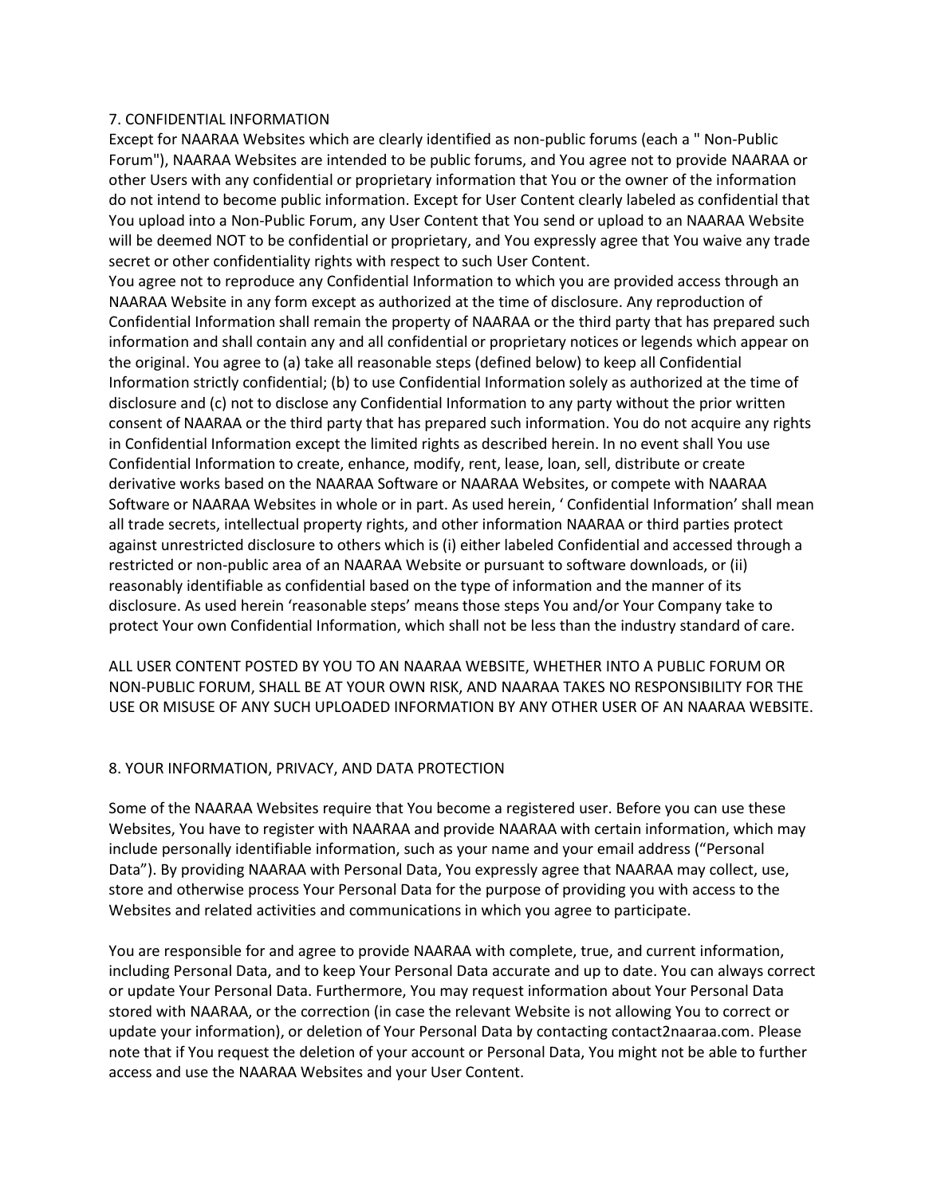## 7. CONFIDENTIAL INFORMATION

Except for NAARAA Websites which are clearly identified as non-public forums (each a " Non-Public Forum"), NAARAA Websites are intended to be public forums, and You agree not to provide NAARAA or other Users with any confidential or proprietary information that You or the owner of the information do not intend to become public information. Except for User Content clearly labeled as confidential that You upload into a Non-Public Forum, any User Content that You send or upload to an NAARAA Website will be deemed NOT to be confidential or proprietary, and You expressly agree that You waive any trade secret or other confidentiality rights with respect to such User Content.

You agree not to reproduce any Confidential Information to which you are provided access through an NAARAA Website in any form except as authorized at the time of disclosure. Any reproduction of Confidential Information shall remain the property of NAARAA or the third party that has prepared such information and shall contain any and all confidential or proprietary notices or legends which appear on the original. You agree to (a) take all reasonable steps (defined below) to keep all Confidential Information strictly confidential; (b) to use Confidential Information solely as authorized at the time of disclosure and (c) not to disclose any Confidential Information to any party without the prior written consent of NAARAA or the third party that has prepared such information. You do not acquire any rights in Confidential Information except the limited rights as described herein. In no event shall You use Confidential Information to create, enhance, modify, rent, lease, loan, sell, distribute or create derivative works based on the NAARAA Software or NAARAA Websites, or compete with NAARAA Software or NAARAA Websites in whole or in part. As used herein, ' Confidential Information' shall mean all trade secrets, intellectual property rights, and other information NAARAA or third parties protect against unrestricted disclosure to others which is (i) either labeled Confidential and accessed through a restricted or non-public area of an NAARAA Website or pursuant to software downloads, or (ii) reasonably identifiable as confidential based on the type of information and the manner of its disclosure. As used herein 'reasonable steps' means those steps You and/or Your Company take to protect Your own Confidential Information, which shall not be less than the industry standard of care.

ALL USER CONTENT POSTED BY YOU TO AN NAARAA WEBSITE, WHETHER INTO A PUBLIC FORUM OR NON-PUBLIC FORUM, SHALL BE AT YOUR OWN RISK, AND NAARAA TAKES NO RESPONSIBILITY FOR THE USE OR MISUSE OF ANY SUCH UPLOADED INFORMATION BY ANY OTHER USER OF AN NAARAA WEBSITE.

## 8. YOUR INFORMATION, PRIVACY, AND DATA PROTECTION

Some of the NAARAA Websites require that You become a registered user. Before you can use these Websites, You have to register with NAARAA and provide NAARAA with certain information, which may include personally identifiable information, such as your name and your email address ("Personal Data"). By providing NAARAA with Personal Data, You expressly agree that NAARAA may collect, use, store and otherwise process Your Personal Data for the purpose of providing you with access to the Websites and related activities and communications in which you agree to participate.

You are responsible for and agree to provide NAARAA with complete, true, and current information, including Personal Data, and to keep Your Personal Data accurate and up to date. You can always correct or update Your Personal Data. Furthermore, You may request information about Your Personal Data stored with NAARAA, or the correction (in case the relevant Website is not allowing You to correct or update your information), or deletion of Your Personal Data by contacting contact2naaraa.com. Please note that if You request the deletion of your account or Personal Data, You might not be able to further access and use the NAARAA Websites and your User Content.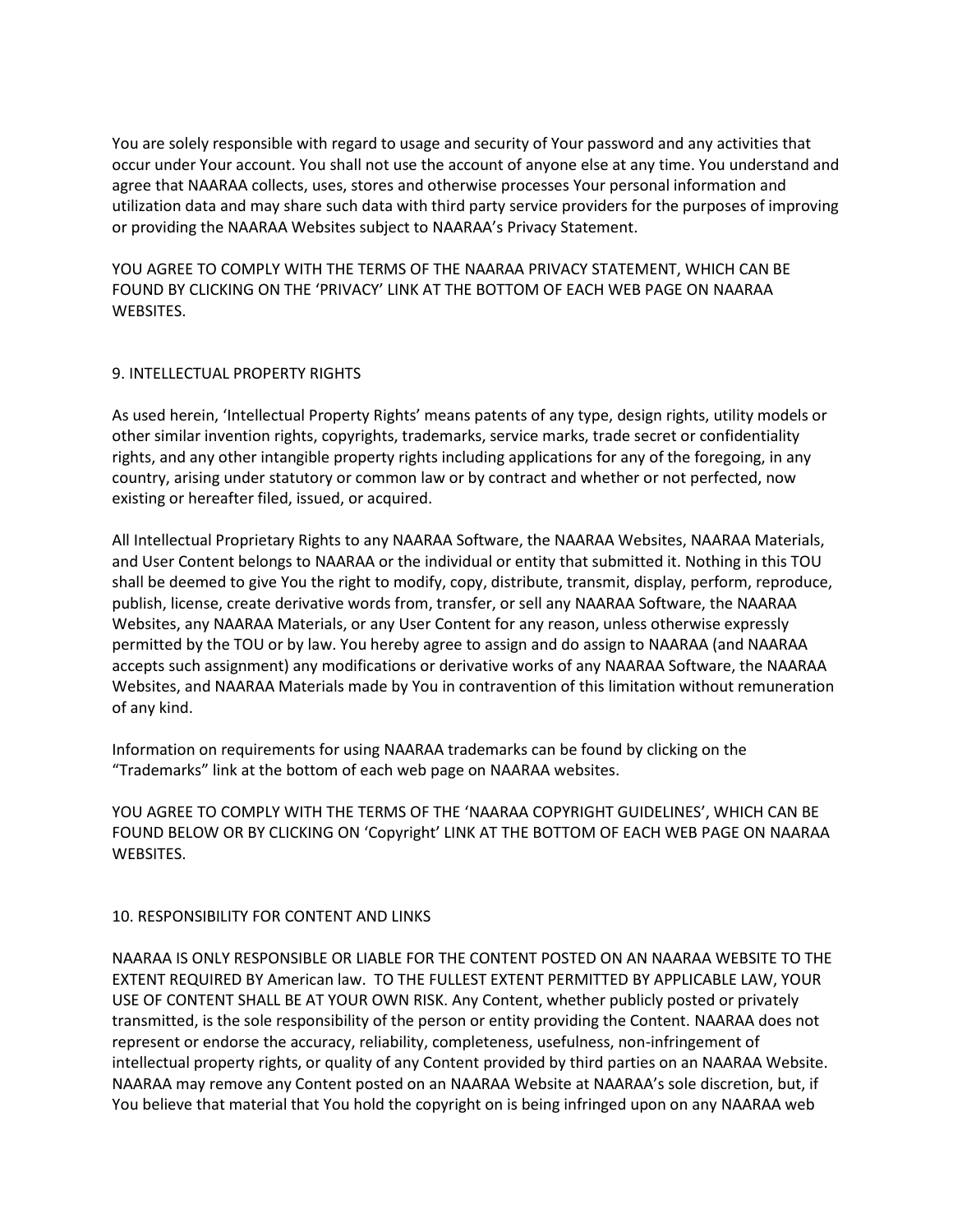You are solely responsible with regard to usage and security of Your password and any activities that occur under Your account. You shall not use the account of anyone else at any time. You understand and agree that NAARAA collects, uses, stores and otherwise processes Your personal information and utilization data and may share such data with third party service providers for the purposes of improving or providing the NAARAA Websites subject to NAARAA's Privacy Statement.

YOU AGREE TO COMPLY WITH THE TERMS OF THE NAARAA PRIVACY STATEMENT, WHICH CAN BE FOUND BY CLICKING ON THE 'PRIVACY' LINK AT THE BOTTOM OF EACH WEB PAGE ON NAARAA WEBSITES.

## 9. INTELLECTUAL PROPERTY RIGHTS

As used herein, 'Intellectual Property Rights' means patents of any type, design rights, utility models or other similar invention rights, copyrights, trademarks, service marks, trade secret or confidentiality rights, and any other intangible property rights including applications for any of the foregoing, in any country, arising under statutory or common law or by contract and whether or not perfected, now existing or hereafter filed, issued, or acquired.

All Intellectual Proprietary Rights to any NAARAA Software, the NAARAA Websites, NAARAA Materials, and User Content belongs to NAARAA or the individual or entity that submitted it. Nothing in this TOU shall be deemed to give You the right to modify, copy, distribute, transmit, display, perform, reproduce, publish, license, create derivative words from, transfer, or sell any NAARAA Software, the NAARAA Websites, any NAARAA Materials, or any User Content for any reason, unless otherwise expressly permitted by the TOU or by law. You hereby agree to assign and do assign to NAARAA (and NAARAA accepts such assignment) any modifications or derivative works of any NAARAA Software, the NAARAA Websites, and NAARAA Materials made by You in contravention of this limitation without remuneration of any kind.

Information on requirements for using NAARAA trademarks can be found by clicking on the "Trademarks" link at the bottom of each web page on NAARAA websites.

YOU AGREE TO COMPLY WITH THE TERMS OF THE 'NAARAA COPYRIGHT GUIDELINES', WHICH CAN BE FOUND BELOW OR BY CLICKING ON 'Copyright' LINK AT THE BOTTOM OF EACH WEB PAGE ON NAARAA WEBSITES.

## 10. RESPONSIBILITY FOR CONTENT AND LINKS

NAARAA IS ONLY RESPONSIBLE OR LIABLE FOR THE CONTENT POSTED ON AN NAARAA WEBSITE TO THE EXTENT REQUIRED BY American law. TO THE FULLEST EXTENT PERMITTED BY APPLICABLE LAW, YOUR USE OF CONTENT SHALL BE AT YOUR OWN RISK. Any Content, whether publicly posted or privately transmitted, is the sole responsibility of the person or entity providing the Content. NAARAA does not represent or endorse the accuracy, reliability, completeness, usefulness, non-infringement of intellectual property rights, or quality of any Content provided by third parties on an NAARAA Website. NAARAA may remove any Content posted on an NAARAA Website at NAARAA's sole discretion, but, if You believe that material that You hold the copyright on is being infringed upon on any NAARAA web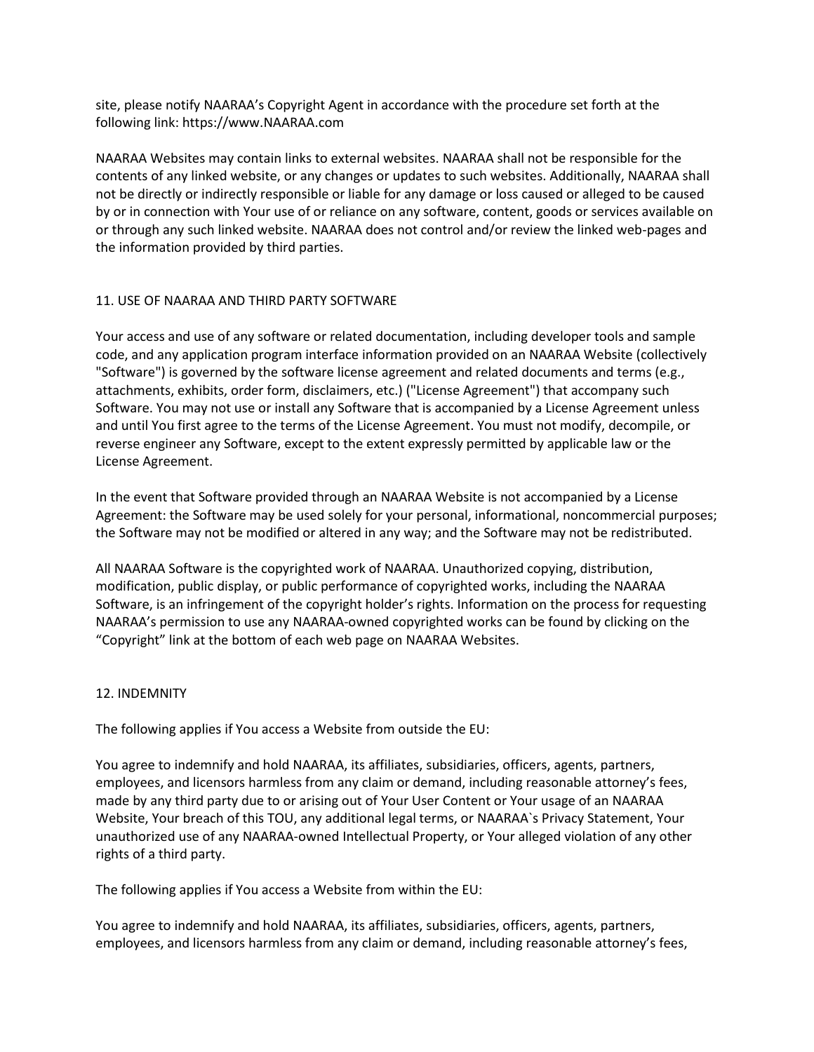site, please notify NAARAA's Copyright Agent in accordance with the procedure set forth at the following link: https://www.NAARAA.com

NAARAA Websites may contain links to external websites. NAARAA shall not be responsible for the contents of any linked website, or any changes or updates to such websites. Additionally, NAARAA shall not be directly or indirectly responsible or liable for any damage or loss caused or alleged to be caused by or in connection with Your use of or reliance on any software, content, goods or services available on or through any such linked website. NAARAA does not control and/or review the linked web-pages and the information provided by third parties.

## 11. USE OF NAARAA AND THIRD PARTY SOFTWARE

Your access and use of any software or related documentation, including developer tools and sample code, and any application program interface information provided on an NAARAA Website (collectively "Software") is governed by the software license agreement and related documents and terms (e.g., attachments, exhibits, order form, disclaimers, etc.) ("License Agreement") that accompany such Software. You may not use or install any Software that is accompanied by a License Agreement unless and until You first agree to the terms of the License Agreement. You must not modify, decompile, or reverse engineer any Software, except to the extent expressly permitted by applicable law or the License Agreement.

In the event that Software provided through an NAARAA Website is not accompanied by a License Agreement: the Software may be used solely for your personal, informational, noncommercial purposes; the Software may not be modified or altered in any way; and the Software may not be redistributed.

All NAARAA Software is the copyrighted work of NAARAA. Unauthorized copying, distribution, modification, public display, or public performance of copyrighted works, including the NAARAA Software, is an infringement of the copyright holder's rights. Information on the process for requesting NAARAA's permission to use any NAARAA-owned copyrighted works can be found by clicking on the "Copyright" link at the bottom of each web page on NAARAA Websites.

## 12. INDEMNITY

The following applies if You access a Website from outside the EU:

You agree to indemnify and hold NAARAA, its affiliates, subsidiaries, officers, agents, partners, employees, and licensors harmless from any claim or demand, including reasonable attorney's fees, made by any third party due to or arising out of Your User Content or Your usage of an NAARAA Website, Your breach of this TOU, any additional legal terms, or NAARAA`s Privacy Statement, Your unauthorized use of any NAARAA-owned Intellectual Property, or Your alleged violation of any other rights of a third party.

The following applies if You access a Website from within the EU:

You agree to indemnify and hold NAARAA, its affiliates, subsidiaries, officers, agents, partners, employees, and licensors harmless from any claim or demand, including reasonable attorney's fees,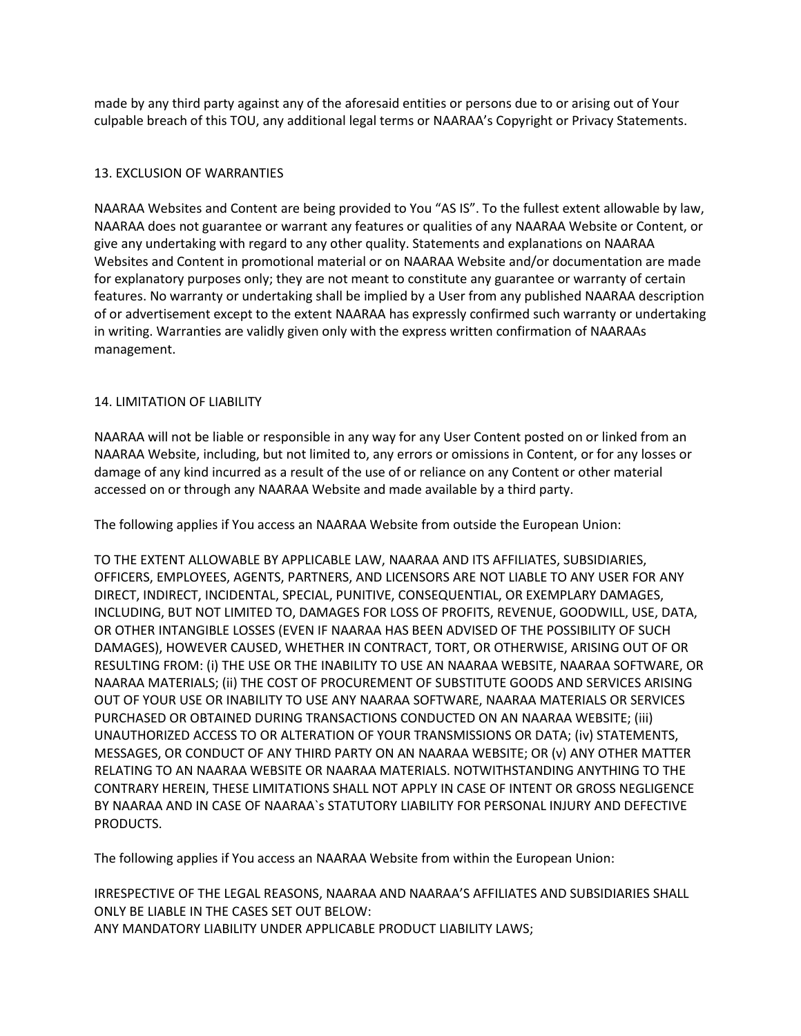made by any third party against any of the aforesaid entities or persons due to or arising out of Your culpable breach of this TOU, any additional legal terms or NAARAA's Copyright or Privacy Statements.

## 13. EXCLUSION OF WARRANTIES

NAARAA Websites and Content are being provided to You "AS IS". To the fullest extent allowable by law, NAARAA does not guarantee or warrant any features or qualities of any NAARAA Website or Content, or give any undertaking with regard to any other quality. Statements and explanations on NAARAA Websites and Content in promotional material or on NAARAA Website and/or documentation are made for explanatory purposes only; they are not meant to constitute any guarantee or warranty of certain features. No warranty or undertaking shall be implied by a User from any published NAARAA description of or advertisement except to the extent NAARAA has expressly confirmed such warranty or undertaking in writing. Warranties are validly given only with the express written confirmation of NAARAAs management.

## 14. LIMITATION OF LIABILITY

NAARAA will not be liable or responsible in any way for any User Content posted on or linked from an NAARAA Website, including, but not limited to, any errors or omissions in Content, or for any losses or damage of any kind incurred as a result of the use of or reliance on any Content or other material accessed on or through any NAARAA Website and made available by a third party.

The following applies if You access an NAARAA Website from outside the European Union:

TO THE EXTENT ALLOWABLE BY APPLICABLE LAW, NAARAA AND ITS AFFILIATES, SUBSIDIARIES, OFFICERS, EMPLOYEES, AGENTS, PARTNERS, AND LICENSORS ARE NOT LIABLE TO ANY USER FOR ANY DIRECT, INDIRECT, INCIDENTAL, SPECIAL, PUNITIVE, CONSEQUENTIAL, OR EXEMPLARY DAMAGES, INCLUDING, BUT NOT LIMITED TO, DAMAGES FOR LOSS OF PROFITS, REVENUE, GOODWILL, USE, DATA, OR OTHER INTANGIBLE LOSSES (EVEN IF NAARAA HAS BEEN ADVISED OF THE POSSIBILITY OF SUCH DAMAGES), HOWEVER CAUSED, WHETHER IN CONTRACT, TORT, OR OTHERWISE, ARISING OUT OF OR RESULTING FROM: (i) THE USE OR THE INABILITY TO USE AN NAARAA WEBSITE, NAARAA SOFTWARE, OR NAARAA MATERIALS; (ii) THE COST OF PROCUREMENT OF SUBSTITUTE GOODS AND SERVICES ARISING OUT OF YOUR USE OR INABILITY TO USE ANY NAARAA SOFTWARE, NAARAA MATERIALS OR SERVICES PURCHASED OR OBTAINED DURING TRANSACTIONS CONDUCTED ON AN NAARAA WEBSITE; (iii) UNAUTHORIZED ACCESS TO OR ALTERATION OF YOUR TRANSMISSIONS OR DATA; (iv) STATEMENTS, MESSAGES, OR CONDUCT OF ANY THIRD PARTY ON AN NAARAA WEBSITE; OR (v) ANY OTHER MATTER RELATING TO AN NAARAA WEBSITE OR NAARAA MATERIALS. NOTWITHSTANDING ANYTHING TO THE CONTRARY HEREIN, THESE LIMITATIONS SHALL NOT APPLY IN CASE OF INTENT OR GROSS NEGLIGENCE BY NAARAA AND IN CASE OF NAARAA`s STATUTORY LIABILITY FOR PERSONAL INJURY AND DEFECTIVE PRODUCTS.

The following applies if You access an NAARAA Website from within the European Union:

IRRESPECTIVE OF THE LEGAL REASONS, NAARAA AND NAARAA'S AFFILIATES AND SUBSIDIARIES SHALL ONLY BE LIABLE IN THE CASES SET OUT BELOW:
ANY MANDATORY LIABILITY UNDER APPLICABLE PRODUCT LIABILITY LAWS;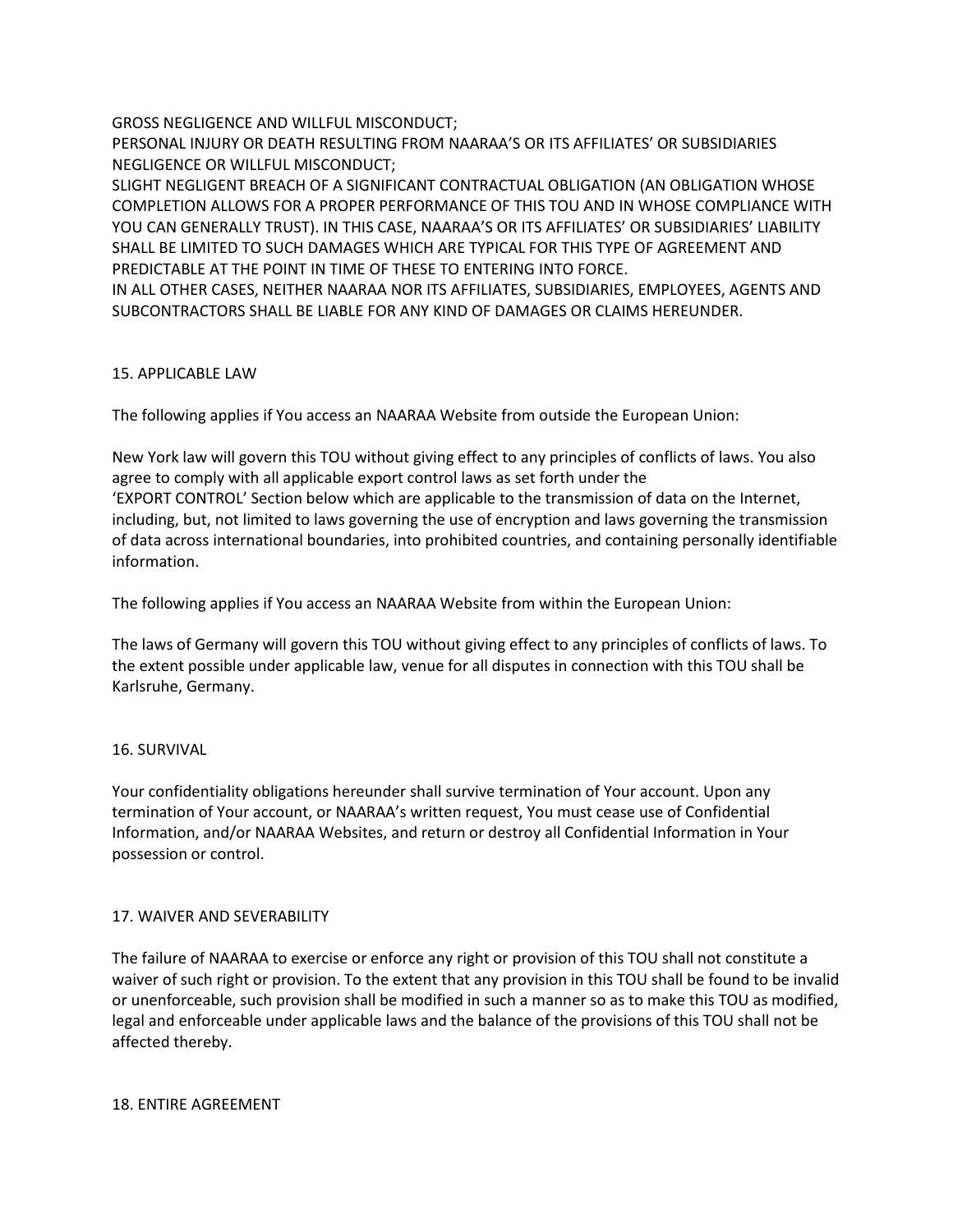GROSS NEGLIGENCE AND WILLFUL MISCONDUCT;
PERSONAL INJURY OR DEATH RESULTING FROM NAARAA'S OR ITS AFFILIATES' OR SUBSIDIARIES NEGLIGENCE OR WILLFUL MISCONDUCT;
SLIGHT NEGLIGENT BREACH OF A SIGNIFICANT CONTRACTUAL OBLIGATION (AN OBLIGATION WHOSE COMPLETION ALLOWS FOR A PROPER PERFORMANCE OF THIS TOU AND IN WHOSE COMPLIANCE WITH YOU CAN GENERALLY TRUST). IN THIS CASE, NAARAA'S OR ITS AFFILIATES' OR SUBSIDIARIES' LIABILITY SHALL BE LIMITED TO SUCH DAMAGES WHICH ARE TYPICAL FOR THIS TYPE OF AGREEMENT AND PREDICTABLE AT THE POINT IN TIME OF THESE TO ENTERING INTO FORCE.
IN ALL OTHER CASES, NEITHER NAARAA NOR ITS AFFILIATES, SUBSIDIARIES, EMPLOYEES, AGENTS AND SUBCONTRACTORS SHALL BE LIABLE FOR ANY KIND OF DAMAGES OR CLAIMS HEREUNDER.

## 15. APPLICABLE LAW

The following applies if You access an NAARAA Website from outside the European Union:

New York law will govern this TOU without giving effect to any principles of conflicts of laws. You also agree to comply with all applicable export control laws as set forth under the 'EXPORT CONTROL' Section below which are applicable to the transmission of data on the Internet, including, but, not limited to laws governing the use of encryption and laws governing the transmission of data across international boundaries, into prohibited countries, and containing personally identifiable information.

The following applies if You access an NAARAA Website from within the European Union:

The laws of Germany will govern this TOU without giving effect to any principles of conflicts of laws. To the extent possible under applicable law, venue for all disputes in connection with this TOU shall be Karlsruhe, Germany.

## 16. SURVIVAL

Your confidentiality obligations hereunder shall survive termination of Your account. Upon any termination of Your account, or NAARAA's written request, You must cease use of Confidential Information, and/or NAARAA Websites, and return or destroy all Confidential Information in Your possession or control.

## 17. WAIVER AND SEVERABILITY

The failure of NAARAA to exercise or enforce any right or provision of this TOU shall not constitute a waiver of such right or provision. To the extent that any provision in this TOU shall be found to be invalid or unenforceable, such provision shall be modified in such a manner so as to make this TOU as modified, legal and enforceable under applicable laws and the balance of the provisions of this TOU shall not be affected thereby.

## 18. ENTIRE AGREEMENT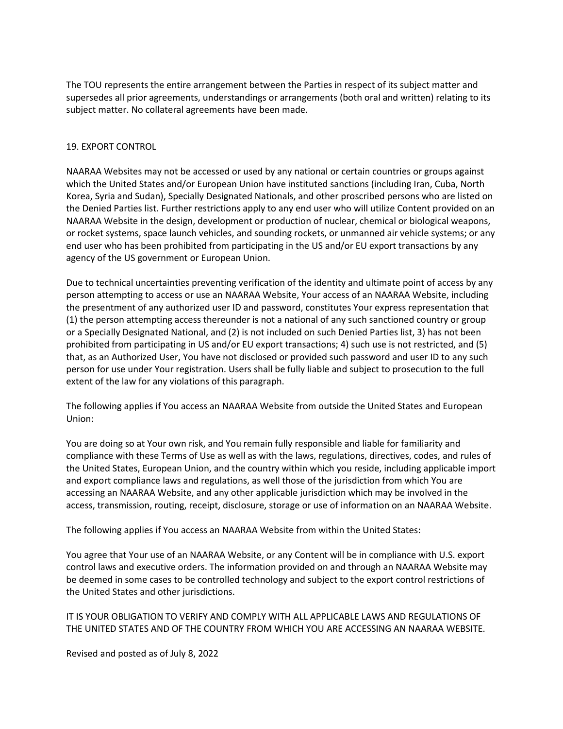The TOU represents the entire arrangement between the Parties in respect of its subject matter and supersedes all prior agreements, understandings or arrangements (both oral and written) relating to its subject matter. No collateral agreements have been made.

## 19. EXPORT CONTROL

NAARAA Websites may not be accessed or used by any national or certain countries or groups against which the United States and/or European Union have instituted sanctions (including Iran, Cuba, North Korea, Syria and Sudan), Specially Designated Nationals, and other proscribed persons who are listed on the Denied Parties list. Further restrictions apply to any end user who will utilize Content provided on an NAARAA Website in the design, development or production of nuclear, chemical or biological weapons, or rocket systems, space launch vehicles, and sounding rockets, or unmanned air vehicle systems; or any end user who has been prohibited from participating in the US and/or EU export transactions by any agency of the US government or European Union.

Due to technical uncertainties preventing verification of the identity and ultimate point of access by any person attempting to access or use an NAARAA Website, Your access of an NAARAA Website, including the presentment of any authorized user ID and password, constitutes Your express representation that (1) the person attempting access thereunder is not a national of any such sanctioned country or group or a Specially Designated National, and (2) is not included on such Denied Parties list, 3) has not been prohibited from participating in US and/or EU export transactions; 4) such use is not restricted, and (5) that, as an Authorized User, You have not disclosed or provided such password and user ID to any such person for use under Your registration. Users shall be fully liable and subject to prosecution to the full extent of the law for any violations of this paragraph.

The following applies if You access an NAARAA Website from outside the United States and European Union:

You are doing so at Your own risk, and You remain fully responsible and liable for familiarity and compliance with these Terms of Use as well as with the laws, regulations, directives, codes, and rules of the United States, European Union, and the country within which you reside, including applicable import and export compliance laws and regulations, as well those of the jurisdiction from which You are accessing an NAARAA Website, and any other applicable jurisdiction which may be involved in the access, transmission, routing, receipt, disclosure, storage or use of information on an NAARAA Website.

The following applies if You access an NAARAA Website from within the United States:

You agree that Your use of an NAARAA Website, or any Content will be in compliance with U.S. export control laws and executive orders. The information provided on and through an NAARAA Website may be deemed in some cases to be controlled technology and subject to the export control restrictions of the United States and other jurisdictions.

IT IS YOUR OBLIGATION TO VERIFY AND COMPLY WITH ALL APPLICABLE LAWS AND REGULATIONS OF THE UNITED STATES AND OF THE COUNTRY FROM WHICH YOU ARE ACCESSING AN NAARAA WEBSITE.

Revised and posted as of July 8, 2022